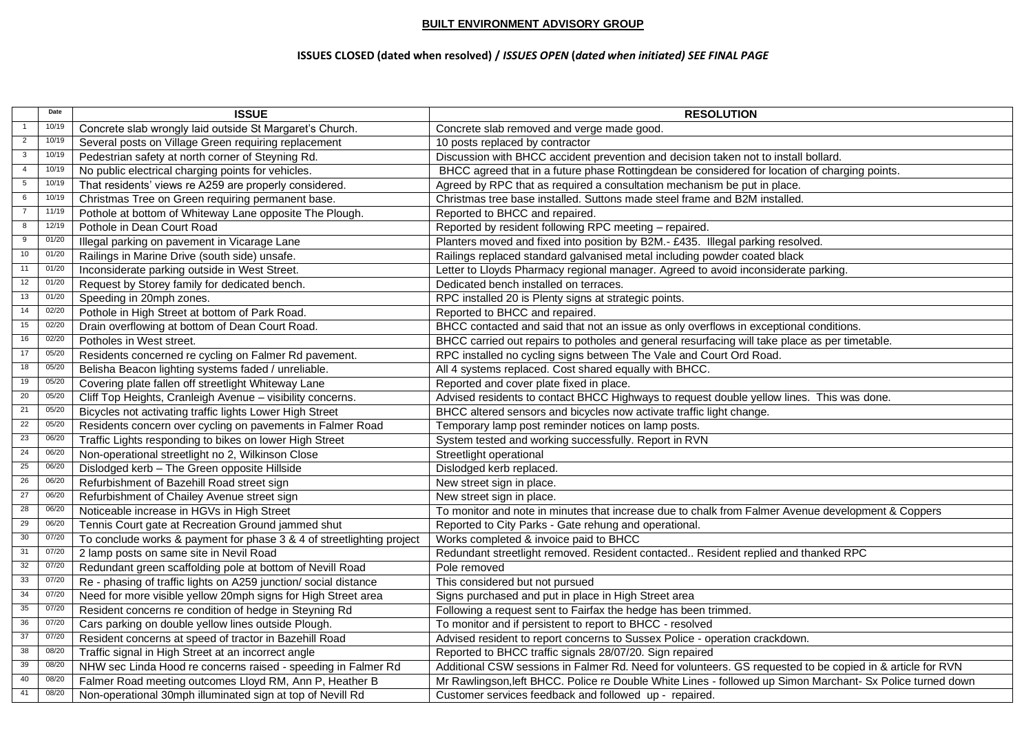**BUILT ENVIRONMENT ADVISORY GROUP**

**ISSUES CLOSED (dated when resolved) /** ***ISSUES OPEN (dated when initiated) SEE FINAL PAGE***

| | Date | ISSUE | RESOLUTION |
|---|---|---|---|
| 1 | 10/19 | Concrete slab wrongly laid outside St Margaret's Church. | Concrete slab removed and verge made good. |
| 2 | 10/19 | Several posts on Village Green requiring replacement | 10 posts replaced by contractor |
| 3 | 10/19 | Pedestrian safety at north corner of Steyning Rd. | Discussion with BHCC accident prevention and decision taken not to install bollard. |
| 4 | 10/19 | No public electrical charging points for vehicles. | BHCC agreed that in a future phase Rottingdean be considered for location of charging points. |
| 5 | 10/19 | That residents' views re A259 are properly considered. | Agreed by RPC that as required a consultation mechanism be put in place. |
| 6 | 10/19 | Christmas Tree on Green requiring permanent base. | Christmas tree base installed. Suttons made steel frame and B2M installed. |
| 7 | 11/19 | Pothole at bottom of Whiteway Lane opposite The Plough. | Reported to BHCC and repaired. |
| 8 | 12/19 | Pothole in Dean Court Road | Reported by resident following RPC meeting – repaired. |
| 9 | 01/20 | Illegal parking on pavement in Vicarage Lane | Planters moved and fixed into position by B2M.- £435. Illegal parking resolved. |
| 10 | 01/20 | Railings in Marine Drive (south side) unsafe. | Railings replaced standard galvanised metal including powder coated black |
| 11 | 01/20 | Inconsiderate parking outside in West Street. | Letter to Lloyds Pharmacy regional manager. Agreed to avoid inconsiderate parking. |
| 12 | 01/20 | Request by Storey family for dedicated bench. | Dedicated bench installed on terraces. |
| 13 | 01/20 | Speeding in 20mph zones. | RPC installed 20 is Plenty signs at strategic points. |
| 14 | 02/20 | Pothole in High Street at bottom of Park Road. | Reported to BHCC and repaired. |
| 15 | 02/20 | Drain overflowing at bottom of Dean Court Road. | BHCC contacted and said that not an issue as only overflows in exceptional conditions. |
| 16 | 02/20 | Potholes in West street. | BHCC carried out repairs to potholes and general resurfacing will take place as per timetable. |
| 17 | 05/20 | Residents concerned re cycling on Falmer Rd pavement. | RPC installed no cycling signs between The Vale and Court Ord Road. |
| 18 | 05/20 | Belisha Beacon lighting systems faded / unreliable. | All 4 systems replaced. Cost shared equally with BHCC. |
| 19 | 05/20 | Covering plate fallen off streetlight Whiteway Lane | Reported and cover plate fixed in place. |
| 20 | 05/20 | Cliff Top Heights, Cranleigh Avenue – visibility concerns. | Advised residents to contact BHCC Highways to request double yellow lines. This was done. |
| 21 | 05/20 | Bicycles not activating traffic lights Lower High Street | BHCC altered sensors and bicycles now activate traffic light change. |
| 22 | 05/20 | Residents concern over cycling on pavements in Falmer Road | Temporary lamp post reminder notices on lamp posts. |
| 23 | 06/20 | Traffic Lights responding to bikes on lower High Street | System tested and working successfully. Report in RVN |
| 24 | 06/20 | Non-operational streetlight no 2, Wilkinson Close | Streetlight operational |
| 25 | 06/20 | Dislodged kerb – The Green opposite Hillside | Dislodged kerb replaced. |
| 26 | 06/20 | Refurbishment of Bazehill Road street sign | New street sign in place. |
| 27 | 06/20 | Refurbishment of Chailey Avenue street sign | New street sign in place. |
| 28 | 06/20 | Noticeable increase in HGVs in High Street | To monitor and note in minutes that increase due to chalk from Falmer Avenue development & Coppers |
| 29 | 06/20 | Tennis Court gate at Recreation Ground jammed shut | Reported to City Parks - Gate rehung and operational. |
| 30 | 07/20 | To conclude works & payment for phase 3 & 4 of streetlighting project | Works completed & invoice paid to BHCC |
| 31 | 07/20 | 2 lamp posts on same site in Nevil Road | Redundant streetlight removed. Resident contacted.. Resident replied and thanked RPC |
| 32 | 07/20 | Redundant green scaffolding pole at bottom of Nevill Road | Pole removed |
| 33 | 07/20 | Re - phasing of traffic lights on A259 junction/ social distance | This considered but not pursued |
| 34 | 07/20 | Need for more visible yellow 20mph signs for High Street area | Signs purchased and put in place in High Street area |
| 35 | 07/20 | Resident concerns re condition of hedge in Steyning Rd | Following a request sent to Fairfax the hedge has been trimmed. |
| 36 | 07/20 | Cars parking on double yellow lines outside Plough. | To monitor and if persistent to report to BHCC - resolved |
| 37 | 07/20 | Resident concerns at speed of tractor in Bazehill Road | Advised resident to report concerns to Sussex Police - operation crackdown. |
| 38 | 08/20 | Traffic signal in High Street at an incorrect angle | Reported to BHCC traffic signals 28/07/20. Sign repaired |
| 39 | 08/20 | NHW sec Linda Hood re concerns raised - speeding in Falmer Rd | Additional CSW sessions in Falmer Rd. Need for volunteers. GS requested to be copied in & article for RVN |
| 40 | 08/20 | Falmer Road meeting outcomes Lloyd RM, Ann P, Heather B | Mr Rawlingson,left BHCC. Police re Double White Lines - followed up Simon Marchant- Sx Police turned down |
| 41 | 08/20 | Non-operational 30mph illuminated sign at top of Nevill Rd | Customer services feedback and followed up - repaired. |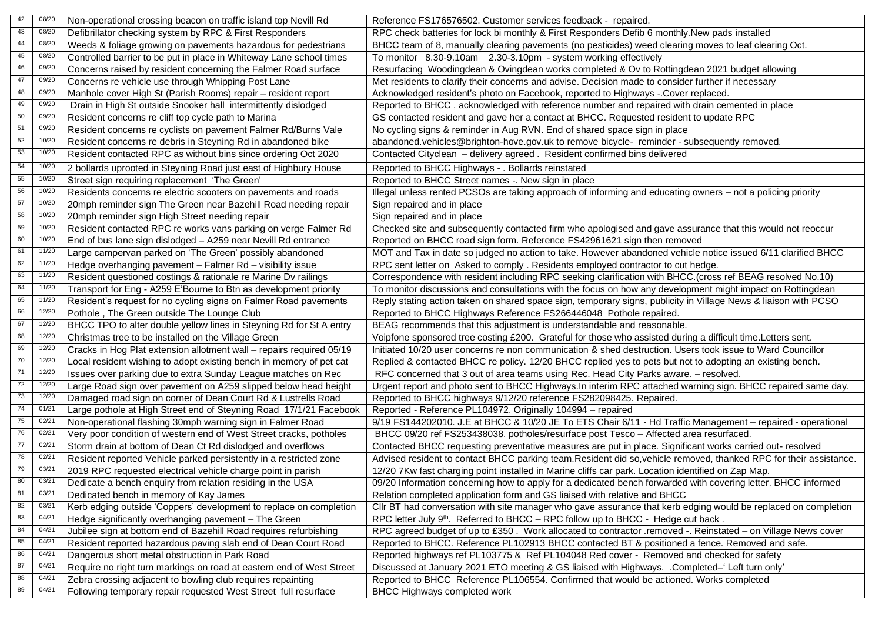| | | | |
|---|---|---|---|
| 42 | 08/20 | Non-operational crossing beacon on traffic island top Nevill Rd | Reference FS176576502. Customer services feedback - repaired. |
| 43 | 08/20 | Defibrillator checking system by RPC & First Responders | RPC check batteries for lock bi monthly & First Responders Defib 6 monthly.New pads installed |
| 44 | 08/20 | Weeds & foliage growing on pavements hazardous for pedestrians | BHCC team of 8, manually clearing pavements (no pesticides) weed clearing moves to leaf clearing Oct. |
| 45 | 08/20 | Controlled barrier to be put in place in Whiteway Lane school times | To monitor 8.30-9.10am 2.30-3.10pm - system working effectively |
| 46 | 09/20 | Concerns raised by resident concerning the Falmer Road surface | Resurfacing Woodingdean & Ovingdean works completed & Ov to Rottingdean 2021 budget allowing |
| 47 | 09/20 | Concerns re vehicle use through Whipping Post Lane | Met residents to clarify their concerns and advise. Decision made to consider further if necessary |
| 48 | 09/20 | Manhole cover High St (Parish Rooms) repair – resident report | Acknowledged resident's photo on Facebook, reported to Highways -.Cover replaced. |
| 49 | 09/20 | Drain in High St outside Snooker hall intermittently dislodged | Reported to BHCC , acknowledged with reference number and repaired with drain cemented in place |
| 50 | 09/20 | Resident concerns re cliff top cycle path to Marina | GS contacted resident and gave her a contact at BHCC. Requested resident to update RPC |
| 51 | 09/20 | Resident concerns re cyclists on pavement Falmer Rd/Burns Vale | No cycling signs & reminder in Aug RVN. End of shared space sign in place |
| 52 | 10/20 | Resident concerns re debris in Steyning Rd in abandoned bike | abandoned.vehicles@brighton-hove.gov.uk to remove bicycle- reminder - subsequently removed. |
| 53 | 10/20 | Resident contacted RPC as without bins since ordering Oct 2020 | Contacted Cityclean – delivery agreed . Resident confirmed bins delivered |
| 54 | 10/20 | 2 bollards uprooted in Steyning Road just east of Highbury House | Reported to BHCC Highways - . Bollards reinstated |
| 55 | 10/20 | Street sign requiring replacement 'The Green' | Reported to BHCC Street names -. New sign in place |
| 56 | 10/20 | Residents concerns re electric scooters on pavements and roads | Illegal unless rented PCSOs are taking approach of informing and educating owners – not a policing priority |
| 57 | 10/20 | 20mph reminder sign The Green near Bazehill Road needing repair | Sign repaired and in place |
| 58 | 10/20 | 20mph reminder sign High Street needing repair | Sign repaired and in place |
| 59 | 10/20 | Resident contacted RPC re works vans parking on verge Falmer Rd | Checked site and subsequently contacted firm who apologised and gave assurance that this would not reoccur |
| 60 | 10/20 | End of bus lane sign dislodged – A259 near Nevill Rd entrance | Reported on BHCC road sign form. Reference FS42961621 sign then removed |
| 61 | 11/20 | Large campervan parked on 'The Green' possibly abandoned | MOT and Tax in date so judged no action to take. However abandoned vehicle notice issued 6/11 clarified BHCC |
| 62 | 11/20 | Hedge overhanging pavement – Falmer Rd – visibility issue | RPC sent letter on Asked to comply . Residents employed contractor to cut hedge. |
| 63 | 11/20 | Resident questioned costings & rationale re Marine Dv railings | Correspondence with resident including RPC seeking clarification with BHCC.(cross ref BEAG resolved No.10) |
| 64 | 11/20 | Transport for Eng - A259 E'Bourne to Btn as development priority | To monitor discussions and consultations with the focus on how any development might impact on Rottingdean |
| 65 | 11/20 | Resident's request for no cycling signs on Falmer Road pavements | Reply stating action taken on shared space sign, temporary signs, publicity in Village News & liaison with PCSO |
| 66 | 12/20 | Pothole , The Green outside The Lounge Club | Reported to BHCC Highways Reference FS266446048 Pothole repaired. |
| 67 | 12/20 | BHCC TPO to alter double yellow lines in Steyning Rd for St A entry | BEAG recommends that this adjustment is understandable and reasonable. |
| 68 | 12/20 | Christmas tree to be installed on the Village Green | Voipfone sponsored tree costing £200. Grateful for those who assisted during a difficult time.Letters sent. |
| 69 | 12/20 | Cracks in Hog Plat extension allotment wall – repairs required 05/19 | Initiated 10/20 user concerns re non communication & shed destruction. Users took issue to Ward Councillor |
| 70 | 12/20 | Local resident wishing to adopt existing bench in memory of pet cat | Replied & contacted BHCC re policy. 12/20 BHCC replied yes to pets but not to adopting an existing bench. |
| 71 | 12/20 | Issues over parking due to extra Sunday League matches on Rec | RFC concerned that 3 out of area teams using Rec. Head City Parks aware. – resolved. |
| 72 | 12/20 | Large Road sign over pavement on A259 slipped below head height | Urgent report and photo sent to BHCC Highways.In interim RPC attached warning sign. BHCC repaired same day. |
| 73 | 12/20 | Damaged road sign on corner of Dean Court Rd & Lustrells Road | Reported to BHCC highways 9/12/20 reference FS282098425. Repaired. |
| 74 | 01/21 | Large pothole at High Street end of Steyning Road 17/1/21 Facebook | Reported - Reference PL104972. Originally 104994 – repaired |
| 75 | 02/21 | Non-operational flashing 30mph warning sign in Falmer Road | 9/19 FS144202010. J.E at BHCC & 10/20 JE To ETS Chair 6/11 - Hd Traffic Management – repaired - operational |
| 76 | 02/21 | Very poor condition of western end of West Street cracks, potholes | BHCC 09/20 ref FS253438038. potholes/resurface post Tesco – Affected area resurfaced. |
| 77 | 02/21 | Storm drain at bottom of Dean Ct Rd dislodged and overflows | Contacted BHCC requesting preventative measures are put in place. Significant works carried out- resolved |
| 78 | 02/21 | Resident reported Vehicle parked persistently in a restricted zone | Advised resident to contact BHCC parking team.Resident did so,vehicle removed, thanked RPC for their assistance. |
| 79 | 03/21 | 2019 RPC requested electrical vehicle charge point in parish | 12/20 7Kw fast charging point installed in Marine cliffs car park. Location identified on Zap Map. |
| 80 | 03/21 | Dedicate a bench enquiry from relation residing in the USA | 09/20 Information concerning how to apply for a dedicated bench forwarded with covering letter. BHCC informed |
| 81 | 03/21 | Dedicated bench in memory of Kay James | Relation completed application form and GS liaised with relative and BHCC |
| 82 | 03/21 | Kerb edging outside 'Coppers' development to replace on completion | Cllr BT had conversation with site manager who gave assurance that kerb edging would be replaced on completion |
| 83 | 04/21 | Hedge significantly overhanging pavement – The Green | RPC letter July 9th. Referred to BHCC – RPC follow up to BHCC - Hedge cut back . |
| 84 | 04/21 | Jubilee sign at bottom end of Bazehill Road requires refurbishing | RPC agreed budget of up to £350 . Work allocated to contractor .removed -. Reinstated – on Village News cover |
| 85 | 04/21 | Resident reported hazardous paving slab end of Dean Court Road | Reported to BHCC. Reference PL102913 BHCC contacted BT & positioned a fence. Removed and safe. |
| 86 | 04/21 | Dangerous short metal obstruction in Park Road | Reported highways ref PL103775 & Ref PL104048 Red cover - Removed and checked for safety |
| 87 | 04/21 | Require no right turn markings on road at eastern end of West Street | Discussed at January 2021 ETO meeting & GS liaised with Highways. .Completed–' Left turn only' |
| 88 | 04/21 | Zebra crossing adjacent to bowling club requires repainting | Reported to BHCC Reference PL106554. Confirmed that would be actioned. Works completed |
| 89 | 04/21 | Following temporary repair requested West Street full resurface | BHCC Highways completed work |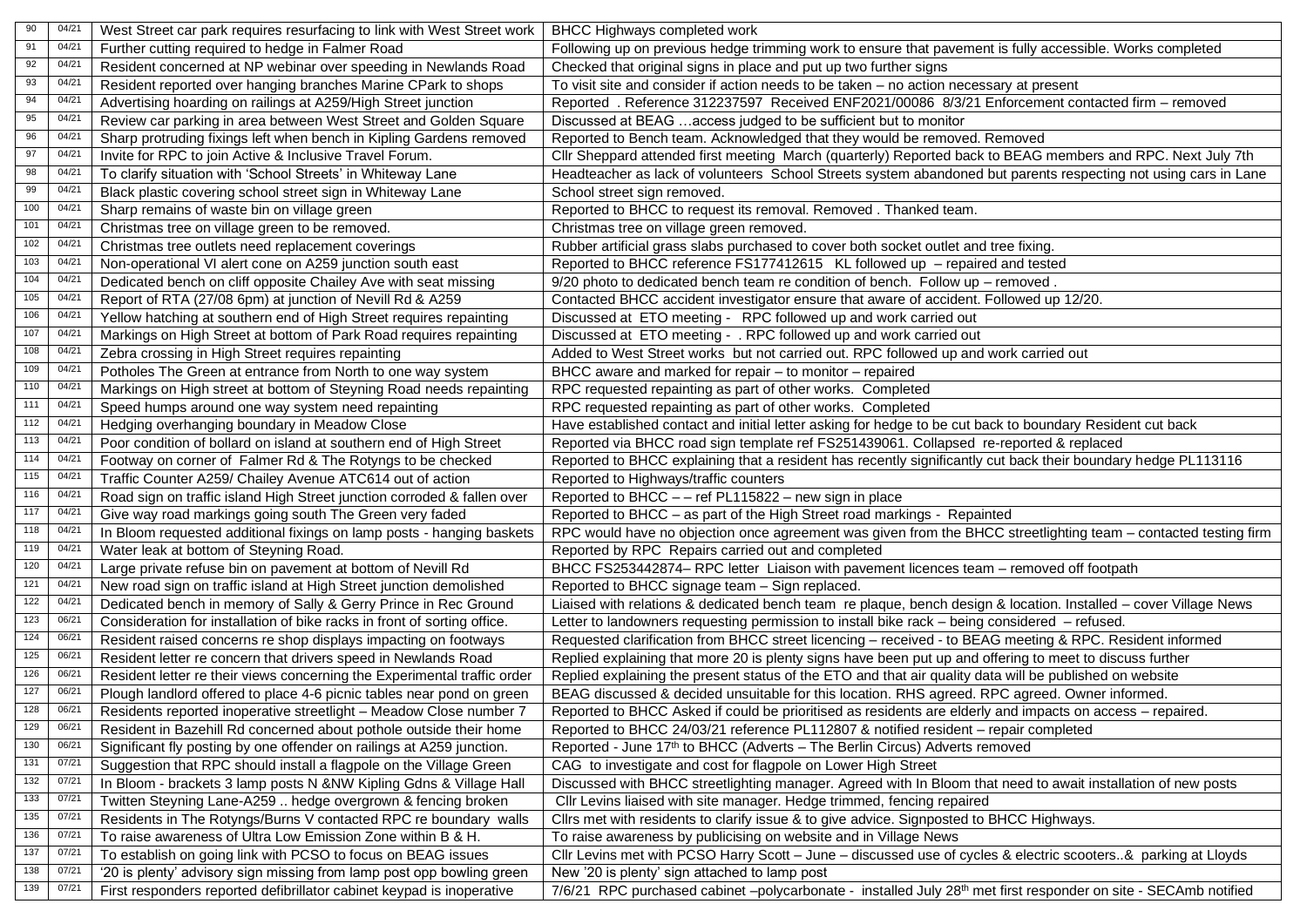| | | | |
|---|---|---|---|
| 90 | 04/21 | West Street car park requires resurfacing to link with West Street work | BHCC Highways completed work |
| 91 | 04/21 | Further cutting required to hedge in Falmer Road | Following up on previous hedge trimming work to ensure that pavement is fully accessible. Works completed |
| 92 | 04/21 | Resident concerned at NP webinar over speeding in Newlands Road | Checked that original signs in place and put up two further signs |
| 93 | 04/21 | Resident reported over hanging branches Marine CPark to shops | To visit site and consider if action needs to be taken – no action necessary at present |
| 94 | 04/21 | Advertising hoarding on railings at A259/High Street junction | Reported . Reference 312237597 Received ENF2021/00086 8/3/21 Enforcement contacted firm – removed |
| 95 | 04/21 | Review car parking in area between West Street and Golden Square | Discussed at BEAG …access judged to be sufficient but to monitor |
| 96 | 04/21 | Sharp protruding fixings left when bench in Kipling Gardens removed | Reported to Bench team. Acknowledged that they would be removed. Removed |
| 97 | 04/21 | Invite for RPC to join Active & Inclusive Travel Forum. | Cllr Sheppard attended first meeting March (quarterly) Reported back to BEAG members and RPC. Next July 7th |
| 98 | 04/21 | To clarify situation with 'School Streets' in Whiteway Lane | Headteacher as lack of volunteers School Streets system abandoned but parents respecting not using cars in Lane |
| 99 | 04/21 | Black plastic covering school street sign in Whiteway Lane | School street sign removed. |
| 100 | 04/21 | Sharp remains of waste bin on village green | Reported to BHCC to request its removal. Removed . Thanked team. |
| 101 | 04/21 | Christmas tree on village green to be removed. | Christmas tree on village green removed. |
| 102 | 04/21 | Christmas tree outlets need replacement coverings | Rubber artificial grass slabs purchased to cover both socket outlet and tree fixing. |
| 103 | 04/21 | Non-operational VI alert cone on A259 junction south east | Reported to BHCC reference FS177412615 KL followed up – repaired and tested |
| 104 | 04/21 | Dedicated bench on cliff opposite Chailey Ave with seat missing | 9/20 photo to dedicated bench team re condition of bench. Follow up – removed . |
| 105 | 04/21 | Report of RTA (27/08 6pm) at junction of Nevill Rd & A259 | Contacted BHCC accident investigator ensure that aware of accident. Followed up 12/20. |
| 106 | 04/21 | Yellow hatching at southern end of High Street requires repainting | Discussed at ETO meeting - RPC followed up and work carried out |
| 107 | 04/21 | Markings on High Street at bottom of Park Road requires repainting | Discussed at ETO meeting - . RPC followed up and work carried out |
| 108 | 04/21 | Zebra crossing in High Street requires repainting | Added to West Street works but not carried out. RPC followed up and work carried out |
| 109 | 04/21 | Potholes The Green at entrance from North to one way system | BHCC aware and marked for repair – to monitor – repaired |
| 110 | 04/21 | Markings on High street at bottom of Steyning Road needs repainting | RPC requested repainting as part of other works. Completed |
| 111 | 04/21 | Speed humps around one way system need repainting | RPC requested repainting as part of other works. Completed |
| 112 | 04/21 | Hedging overhanging boundary in Meadow Close | Have established contact and initial letter asking for hedge to be cut back to boundary Resident cut back |
| 113 | 04/21 | Poor condition of bollard on island at southern end of High Street | Reported via BHCC road sign template ref FS251439061. Collapsed re-reported & replaced |
| 114 | 04/21 | Footway on corner of Falmer Rd & The Rotyngs to be checked | Reported to BHCC explaining that a resident has recently significantly cut back their boundary hedge PL113116 |
| 115 | 04/21 | Traffic Counter A259/ Chailey Avenue ATC614 out of action | Reported to Highways/traffic counters |
| 116 | 04/21 | Road sign on traffic island High Street junction corroded & fallen over | Reported to BHCC – – ref PL115822 – new sign in place |
| 117 | 04/21 | Give way road markings going south The Green very faded | Reported to BHCC – as part of the High Street road markings - Repainted |
| 118 | 04/21 | In Bloom requested additional fixings on lamp posts - hanging baskets | RPC would have no objection once agreement was given from the BHCC streetlighting team – contacted testing firm |
| 119 | 04/21 | Water leak at bottom of Steyning Road. | Reported by RPC Repairs carried out and completed |
| 120 | 04/21 | Large private refuse bin on pavement at bottom of Nevill Rd | BHCC FS253442874– RPC letter Liaison with pavement licences team – removed off footpath |
| 121 | 04/21 | New road sign on traffic island at High Street junction demolished | Reported to BHCC signage team – Sign replaced. |
| 122 | 04/21 | Dedicated bench in memory of Sally & Gerry Prince in Rec Ground | Liaised with relations & dedicated bench team re plaque, bench design & location. Installed – cover Village News |
| 123 | 06/21 | Consideration for installation of bike racks in front of sorting office. | Letter to landowners requesting permission to install bike rack – being considered – refused. |
| 124 | 06/21 | Resident raised concerns re shop displays impacting on footways | Requested clarification from BHCC street licencing – received - to BEAG meeting & RPC. Resident informed |
| 125 | 06/21 | Resident letter re concern that drivers speed in Newlands Road | Replied explaining that more 20 is plenty signs have been put up and offering to meet to discuss further |
| 126 | 06/21 | Resident letter re their views concerning the Experimental traffic order | Replied explaining the present status of the ETO and that air quality data will be published on website |
| 127 | 06/21 | Plough landlord offered to place 4-6 picnic tables near pond on green | BEAG discussed & decided unsuitable for this location. RHS agreed. RPC agreed. Owner informed. |
| 128 | 06/21 | Residents reported inoperative streetlight – Meadow Close number 7 | Reported to BHCC Asked if could be prioritised as residents are elderly and impacts on access – repaired. |
| 129 | 06/21 | Resident in Bazehill Rd concerned about pothole outside their home | Reported to BHCC 24/03/21 reference PL112807 & notified resident – repair completed |
| 130 | 06/21 | Significant fly posting by one offender on railings at A259 junction. | Reported - June 17th to BHCC (Adverts – The Berlin Circus) Adverts removed |
| 131 | 07/21 | Suggestion that RPC should install a flagpole on the Village Green | CAG to investigate and cost for flagpole on Lower High Street |
| 132 | 07/21 | In Bloom - brackets 3 lamp posts N &NW Kipling Gdns & Village Hall | Discussed with BHCC streetlighting manager. Agreed with In Bloom that need to await installation of new posts |
| 133 | 07/21 | Twitten Steyning Lane-A259 .. hedge overgrown & fencing broken | Cllr Levins liaised with site manager. Hedge trimmed, fencing repaired |
| 135 | 07/21 | Residents in The Rotyngs/Burns V contacted RPC re boundary walls | Cllrs met with residents to clarify issue & to give advice. Signposted to BHCC Highways. |
| 136 | 07/21 | To raise awareness of Ultra Low Emission Zone within B & H. | To raise awareness by publicising on website and in Village News |
| 137 | 07/21 | To establish on going link with PCSO to focus on BEAG issues | Cllr Levins met with PCSO Harry Scott – June – discussed use of cycles & electric scooters..& parking at Lloyds |
| 138 | 07/21 | '20 is plenty' advisory sign missing from lamp post opp bowling green | New '20 is plenty' sign attached to lamp post |
| 139 | 07/21 | First responders reported defibrillator cabinet keypad is inoperative | 7/6/21 RPC purchased cabinet –polycarbonate - installed July 28th met first responder on site - SECAmb notified |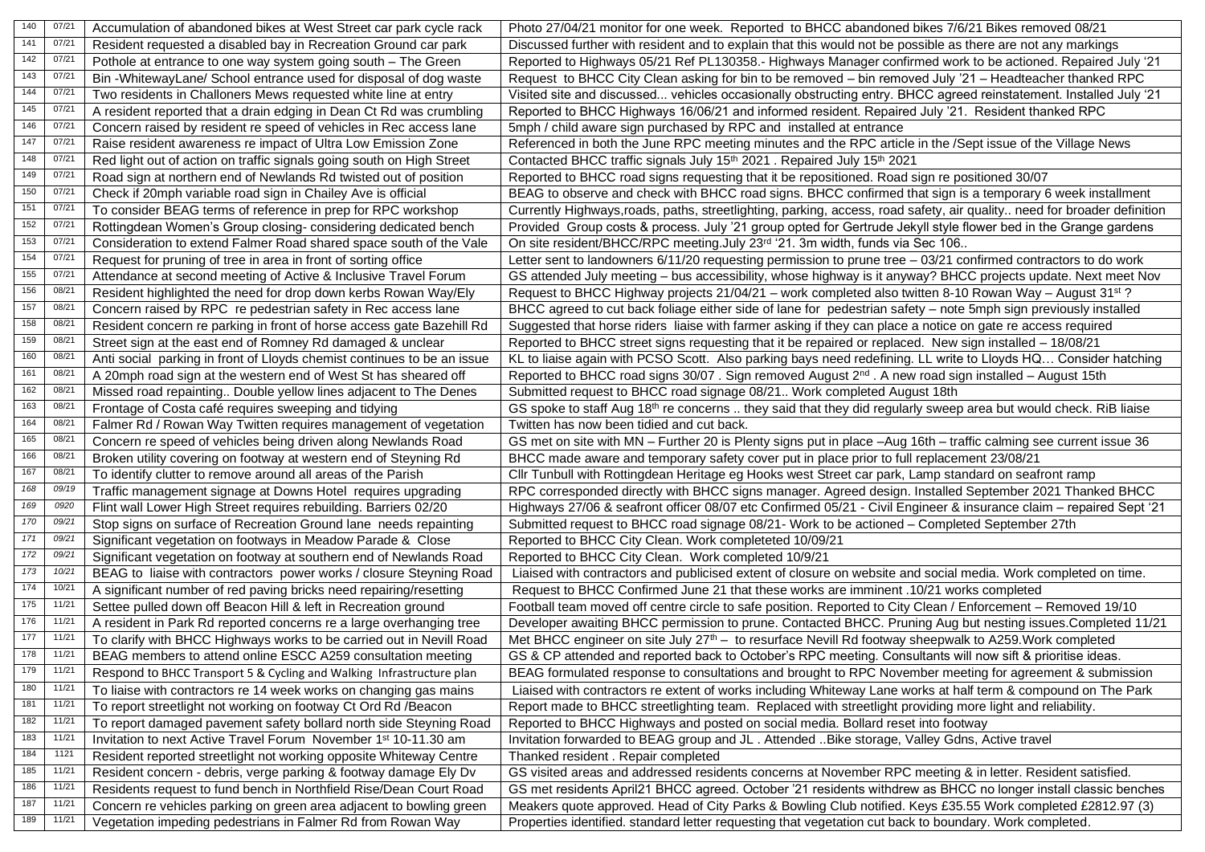| | | | |
|---|---|---|---|
| 140 | 07/21 | Accumulation of abandoned bikes at West Street car park cycle rack | Photo 27/04/21 monitor for one week. Reported to BHCC abandoned bikes 7/6/21 Bikes removed 08/21 |
| 141 | 07/21 | Resident requested a disabled bay in Recreation Ground car park | Discussed further with resident and to explain that this would not be possible as there are not any markings |
| 142 | 07/21 | Pothole at entrance to one way system going south – The Green | Reported to Highways 05/21 Ref PL130358.- Highways Manager confirmed work to be actioned. Repaired July '21 |
| 143 | 07/21 | Bin -WhitewayLane/ School entrance used for disposal of dog waste | Request to BHCC City Clean asking for bin to be removed – bin removed July '21 – Headteacher thanked RPC |
| 144 | 07/21 | Two residents in Challoners Mews requested white line at entry | Visited site and discussed... vehicles occasionally obstructing entry. BHCC agreed reinstatement. Installed July '21 |
| 145 | 07/21 | A resident reported that a drain edging in Dean Ct Rd was crumbling | Reported to BHCC Highways 16/06/21 and informed resident. Repaired July '21. Resident thanked RPC |
| 146 | 07/21 | Concern raised by resident re speed of vehicles in Rec access lane | 5mph / child aware sign purchased by RPC and installed at entrance |
| 147 | 07/21 | Raise resident awareness re impact of Ultra Low Emission Zone | Referenced in both the June RPC meeting minutes and the RPC article in the /Sept issue of the Village News |
| 148 | 07/21 | Red light out of action on traffic signals going south on High Street | Contacted BHCC traffic signals July 15th 2021 . Repaired July 15th 2021 |
| 149 | 07/21 | Road sign at northern end of Newlands Rd twisted out of position | Reported to BHCC road signs requesting that it be repositioned. Road sign re positioned 30/07 |
| 150 | 07/21 | Check if 20mph variable road sign in Chailey Ave is official | BEAG to observe and check with BHCC road signs. BHCC confirmed that sign is a temporary 6 week installment |
| 151 | 07/21 | To consider BEAG terms of reference in prep for RPC workshop | Currently Highways,roads, paths, streetlighting, parking, access, road safety, air quality.. need for broader definition |
| 152 | 07/21 | Rottingdean Women's Group closing- considering dedicated bench | Provided Group costs & process. July '21 group opted for Gertrude Jekyll style flower bed in the Grange gardens |
| 153 | 07/21 | Consideration to extend Falmer Road shared space south of the Vale | On site resident/BHCC/RPC meeting.July 23rd '21. 3m width, funds via Sec 106.. |
| 154 | 07/21 | Request for pruning of tree in area in front of sorting office | Letter sent to landowners 6/11/20 requesting permission to prune tree – 03/21 confirmed contractors to do work |
| 155 | 07/21 | Attendance at second meeting of Active & Inclusive Travel Forum | GS attended July meeting – bus accessibility, whose highway is it anyway? BHCC projects update. Next meet Nov |
| 156 | 08/21 | Resident highlighted the need for drop down kerbs Rowan Way/Ely | Request to BHCC Highway projects 21/04/21 – work completed also twitten 8-10 Rowan Way – August 31st ? |
| 157 | 08/21 | Concern raised by RPC re pedestrian safety in Rec access lane | BHCC agreed to cut back foliage either side of lane for pedestrian safety – note 5mph sign previously installed |
| 158 | 08/21 | Resident concern re parking in front of horse access gate Bazehill Rd | Suggested that horse riders liaise with farmer asking if they can place a notice on gate re access required |
| 159 | 08/21 | Street sign at the east end of Romney Rd damaged & unclear | Reported to BHCC street signs requesting that it be repaired or replaced. New sign installed – 18/08/21 |
| 160 | 08/21 | Anti social parking in front of Lloyds chemist continues to be an issue | KL to liaise again with PCSO Scott. Also parking bays need redefining. LL write to Lloyds HQ… Consider hatching |
| 161 | 08/21 | A 20mph road sign at the western end of West St has sheared off | Reported to BHCC road signs 30/07 . Sign removed August 2nd . A new road sign installed – August 15th |
| 162 | 08/21 | Missed road repainting.. Double yellow lines adjacent to The Denes | Submitted request to BHCC road signage 08/21.. Work completed August 18th |
| 163 | 08/21 | Frontage of Costa café requires sweeping and tidying | GS spoke to staff Aug 18th re concerns .. they said that they did regularly sweep area but would check. RiB liaise |
| 164 | 08/21 | Falmer Rd / Rowan Way Twitten requires management of vegetation | Twitten has now been tidied and cut back. |
| 165 | 08/21 | Concern re speed of vehicles being driven along Newlands Road | GS met on site with MN – Further 20 is Plenty signs put in place –Aug 16th – traffic calming see current issue 36 |
| 166 | 08/21 | Broken utility covering on footway at western end of Steyning Rd | BHCC made aware and temporary safety cover put in place prior to full replacement 23/08/21 |
| 167 | 08/21 | To identify clutter to remove around all areas of the Parish | Cllr Tunbull with Rottingdean Heritage eg Hooks west Street car park, Lamp standard on seafront ramp |
| *168* | *09/19* | Traffic management signage at Downs Hotel requires upgrading | RPC corresponded directly with BHCC signs manager. Agreed design. Installed September 2021 Thanked BHCC |
| *169* | *0920* | Flint wall Lower High Street requires rebuilding. Barriers 02/20 | Highways 27/06 & seafront officer 08/07 etc Confirmed 05/21 - Civil Engineer & insurance claim – repaired Sept '21 |
| *170* | *09/21* | Stop signs on surface of Recreation Ground lane needs repainting | Submitted request to BHCC road signage 08/21- Work to be actioned – Completed September 27th |
| *171* | *09/21* | Significant vegetation on footways in Meadow Parade & Close | Reported to BHCC City Clean. Work completeted 10/09/21 |
| *172* | *09/21* | Significant vegetation on footway at southern end of Newlands Road | Reported to BHCC City Clean. Work completed 10/9/21 |
| *173* | *10/21* | BEAG to liaise with contractors power works / closure Steyning Road | Liaised with contractors and publicised extent of closure on website and social media. Work completed on time. |
| 174 | 10/21 | A significant number of red paving bricks need repairing/resetting | Request to BHCC Confirmed June 21 that these works are imminent .10/21 works completed |
| 175 | 11/21 | Settee pulled down off Beacon Hill & left in Recreation ground | Football team moved off centre circle to safe position. Reported to City Clean / Enforcement – Removed 19/10 |
| 176 | 11/21 | A resident in Park Rd reported concerns re a large overhanging tree | Developer awaiting BHCC permission to prune. Contacted BHCC. Pruning Aug but nesting issues.Completed 11/21 |
| 177 | 11/21 | To clarify with BHCC Highways works to be carried out in Nevill Road | Met BHCC engineer on site July 27th – to resurface Nevill Rd footway sheepwalk to A259.Work completed |
| 178 | 11/21 | BEAG members to attend online ESCC A259 consultation meeting | GS & CP attended and reported back to October's RPC meeting. Consultants will now sift & prioritise ideas. |
| 179 | 11/21 | Respond to BHCC Transport 5 & Cycling and Walking Infrastructure plan | BEAG formulated response to consultations and brought to RPC November meeting for agreement & submission |
| 180 | 11/21 | To liaise with contractors re 14 week works on changing gas mains | Liaised with contractors re extent of works including Whiteway Lane works at half term & compound on The Park |
| 181 | 11/21 | To report streetlight not working on footway Ct Ord Rd /Beacon | Report made to BHCC streetlighting team. Replaced with streetlight providing more light and reliability. |
| 182 | 11/21 | To report damaged pavement safety bollard north side Steyning Road | Reported to BHCC Highways and posted on social media. Bollard reset into footway |
| 183 | 11/21 | Invitation to next Active Travel Forum November 1st 10-11.30 am | Invitation forwarded to BEAG group and JL . Attended ..Bike storage, Valley Gdns, Active travel |
| 184 | 1121 | Resident reported streetlight not working opposite Whiteway Centre | Thanked resident . Repair completed |
| 185 | 11/21 | Resident concern - debris, verge parking & footway damage Ely Dv | GS visited areas and addressed residents concerns at November RPC meeting & in letter. Resident satisfied. |
| 186 | 11/21 | Residents request to fund bench in Northfield Rise/Dean Court Road | GS met residents April21 BHCC agreed. October '21 residents withdrew as BHCC no longer install classic benches |
| 187 | 11/21 | Concern re vehicles parking on green area adjacent to bowling green | Meakers quote approved. Head of City Parks & Bowling Club notified. Keys £35.55 Work completed £2812.97 (3) |
| 189 | 11/21 | Vegetation impeding pedestrians in Falmer Rd from Rowan Way | Properties identified. standard letter requesting that vegetation cut back to boundary. Work completed. |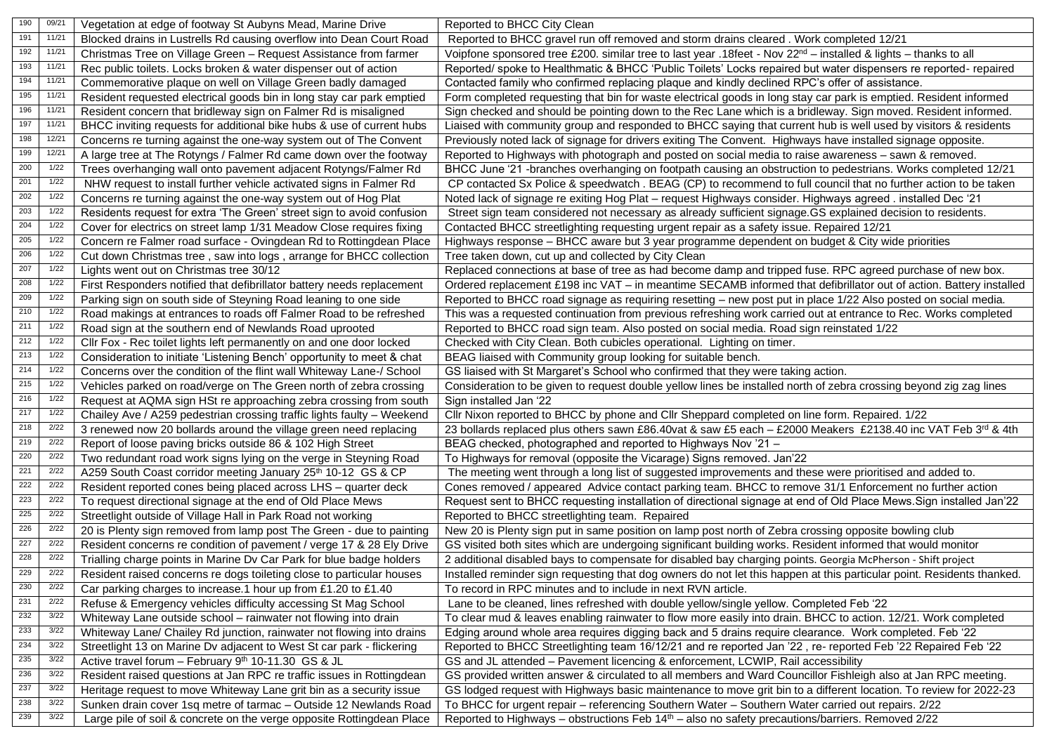| 190 | 09/21 | Vegetation at edge of footway St Aubyns Mead, Marine Drive | Reported to BHCC City Clean |
|---|---|---|---|
| 191 | 11/21 | Blocked drains in Lustrells Rd causing overflow into Dean Court Road | Reported to BHCC gravel run off removed and storm drains cleared . Work completed 12/21 |
| 192 | 11/21 | Christmas Tree on Village Green – Request Assistance from farmer | Voipfone sponsored tree £200. similar tree to last year .18feet - Nov 22nd – installed & lights – thanks to all |
| 193 | 11/21 | Rec public toilets. Locks broken & water dispenser out of action | Reported/ spoke to Healthmatic & BHCC 'Public Toilets' Locks repaired but water dispensers re reported- repaired |
| 194 | 11/21 | Commemorative plaque on well on Village Green badly damaged | Contacted family who confirmed replacing plaque and kindly declined RPC's offer of assistance. |
| 195 | 11/21 | Resident requested electrical goods bin in long stay car park emptied | Form completed requesting that bin for waste electrical goods in long stay car park is emptied. Resident informed |
| 196 | 11/21 | Resident concern that bridleway sign on Falmer Rd is misaligned | Sign checked and should be pointing down to the Rec Lane which is a bridleway. Sign moved. Resident informed. |
| 197 | 11/21 | BHCC inviting requests for additional bike hubs & use of current hubs | Liaised with community group and responded to BHCC saying that current hub is well used by visitors & residents |
| 198 | 12/21 | Concerns re turning against the one-way system out of The Convent | Previously noted lack of signage for drivers exiting The Convent. Highways have installed signage opposite. |
| 199 | 12/21 | A large tree at The Rotyngs / Falmer Rd came down over the footway | Reported to Highways with photograph and posted on social media to raise awareness – sawn & removed. |
| 200 | 1/22 | Trees overhanging wall onto pavement adjacent Rotyngs/Falmer Rd | BHCC June '21 -branches overhanging on footpath causing an obstruction to pedestrians. Works completed 12/21 |
| 201 | 1/22 | NHW request to install further vehicle activated signs in Falmer Rd | CP contacted Sx Police & speedwatch . BEAG (CP) to recommend to full council that no further action to be taken |
| 202 | 1/22 | Concerns re turning against the one-way system out of Hog Plat | Noted lack of signage re exiting Hog Plat – request Highways consider. Highways agreed . installed Dec '21 |
| 203 | 1/22 | Residents request for extra 'The Green' street sign to avoid confusion | Street sign team considered not necessary as already sufficient signage.GS explained decision to residents. |
| 204 | 1/22 | Cover for electrics on street lamp 1/31 Meadow Close requires fixing | Contacted BHCC streetlighting requesting urgent repair as a safety issue. Repaired 12/21 |
| 205 | 1/22 | Concern re Falmer road surface - Ovingdean Rd to Rottingdean Place | Highways response – BHCC aware but 3 year programme dependent on budget & City wide priorities |
| 206 | 1/22 | Cut down Christmas tree , saw into logs , arrange for BHCC collection | Tree taken down, cut up and collected by City Clean |
| 207 | 1/22 | Lights went out on Christmas tree 30/12 | Replaced connections at base of tree as had become damp and tripped fuse. RPC agreed purchase of new box. |
| 208 | 1/22 | First Responders notified that defibrillator battery needs replacement | Ordered replacement £198 inc VAT – in meantime SECAMB informed that defibrillator out of action. Battery installed |
| 209 | 1/22 | Parking sign on south side of Steyning Road leaning to one side | Reported to BHCC road signage as requiring resetting – new post put in place 1/22 Also posted on social media. |
| 210 | 1/22 | Road makings at entrances to roads off Falmer Road to be refreshed | This was a requested continuation from previous refreshing work carried out at entrance to Rec. Works completed |
| 211 | 1/22 | Road sign at the southern end of Newlands Road uprooted | Reported to BHCC road sign team. Also posted on social media. Road sign reinstated 1/22 |
| 212 | 1/22 | Cllr Fox - Rec toilet lights left permanently on and one door locked | Checked with City Clean. Both cubicles operational. Lighting on timer. |
| 213 | 1/22 | Consideration to initiate 'Listening Bench' opportunity to meet & chat | BEAG liaised with Community group looking for suitable bench. |
| 214 | 1/22 | Concerns over the condition of the flint wall Whiteway Lane-/ School | GS liaised with St Margaret's School who confirmed that they were taking action. |
| 215 | 1/22 | Vehicles parked on road/verge on The Green north of zebra crossing | Consideration to be given to request double yellow lines be installed north of zebra crossing beyond zig zag lines |
| 216 | 1/22 | Request at AQMA sign HSt re approaching zebra crossing from south | Sign installed Jan '22 |
| 217 | 1/22 | Chailey Ave / A259 pedestrian crossing traffic lights faulty – Weekend | Cllr Nixon reported to BHCC by phone and Cllr Sheppard completed on line form. Repaired. 1/22 |
| 218 | 2/22 | 3 renewed now 20 bollards around the village green need replacing | 23 bollards replaced plus others sawn £86.40vat & saw £5 each – £2000 Meakers £2138.40 inc VAT Feb 3rd & 4th |
| 219 | 2/22 | Report of loose paving bricks outside 86 & 102 High Street | BEAG checked, photographed and reported to Highways Nov '21 – |
| 220 | 2/22 | Two redundant road work signs lying on the verge in Steyning Road | To Highways for removal (opposite the Vicarage) Signs removed. Jan'22 |
| 221 | 2/22 | A259 South Coast corridor meeting January 25th 10-12 GS & CP | The meeting went through a long list of suggested improvements and these were prioritised and added to. |
| 222 | 2/22 | Resident reported cones being placed across LHS – quarter deck | Cones removed / appeared Advice contact parking team. BHCC to remove 31/1 Enforcement no further action |
| 223 | 2/22 | To request directional signage at the end of Old Place Mews | Request sent to BHCC requesting installation of directional signage at end of Old Place Mews.Sign installed Jan'22 |
| 225 | 2/22 | Streetlight outside of Village Hall in Park Road not working | Reported to BHCC streetlighting team. Repaired |
| 226 | 2/22 | 20 is Plenty sign removed from lamp post The Green - due to painting | New 20 is Plenty sign put in same position on lamp post north of Zebra crossing opposite bowling club |
| 227 | 2/22 | Resident concerns re condition of pavement / verge 17 & 28 Ely Drive | GS visited both sites which are undergoing significant building works. Resident informed that would monitor |
| 228 | 2/22 | Trialling charge points in Marine Dv Car Park for blue badge holders | 2 additional disabled bays to compensate for disabled bay charging points. Georgia McPherson - Shift project |
| 229 | 2/22 | Resident raised concerns re dogs toileting close to particular houses | Installed reminder sign requesting that dog owners do not let this happen at this particular point. Residents thanked. |
| 230 | 2/22 | Car parking charges to increase.1 hour up from £1.20 to £1.40 | To record in RPC minutes and to include in next RVN article. |
| 231 | 2/22 | Refuse & Emergency vehicles difficulty accessing St Mag School | Lane to be cleaned, lines refreshed with double yellow/single yellow. Completed Feb '22 |
| 232 | 3/22 | Whiteway Lane outside school – rainwater not flowing into drain | To clear mud & leaves enabling rainwater to flow more easily into drain. BHCC to action. 12/21. Work completed |
| 233 | 3/22 | Whiteway Lane/ Chailey Rd junction, rainwater not flowing into drains | Edging around whole area requires digging back and 5 drains require clearance. Work completed. Feb '22 |
| 234 | 3/22 | Streetlight 13 on Marine Dv adjacent to West St car park - flickering | Reported to BHCC Streetlighting team 16/12/21 and re reported Jan '22 , re- reported Feb '22 Repaired Feb '22 |
| 235 | 3/22 | Active travel forum – February 9th 10-11.30 GS & JL | GS and JL attended – Pavement licencing & enforcement, LCWIP, Rail accessibility |
| 236 | 3/22 | Resident raised questions at Jan RPC re traffic issues in Rottingdean | GS provided written answer & circulated to all members and Ward Councillor Fishleigh also at Jan RPC meeting. |
| 237 | 3/22 | Heritage request to move Whiteway Lane grit bin as a security issue | GS lodged request with Highways basic maintenance to move grit bin to a different location. To review for 2022-23 |
| 238 | 3/22 | Sunken drain cover 1sq metre of tarmac – Outside 12 Newlands Road | To BHCC for urgent repair – referencing Southern Water – Southern Water carried out repairs. 2/22 |
| 239 | 3/22 | Large pile of soil & concrete on the verge opposite Rottingdean Place | Reported to Highways – obstructions Feb 14th – also no safety precautions/barriers. Removed 2/22 |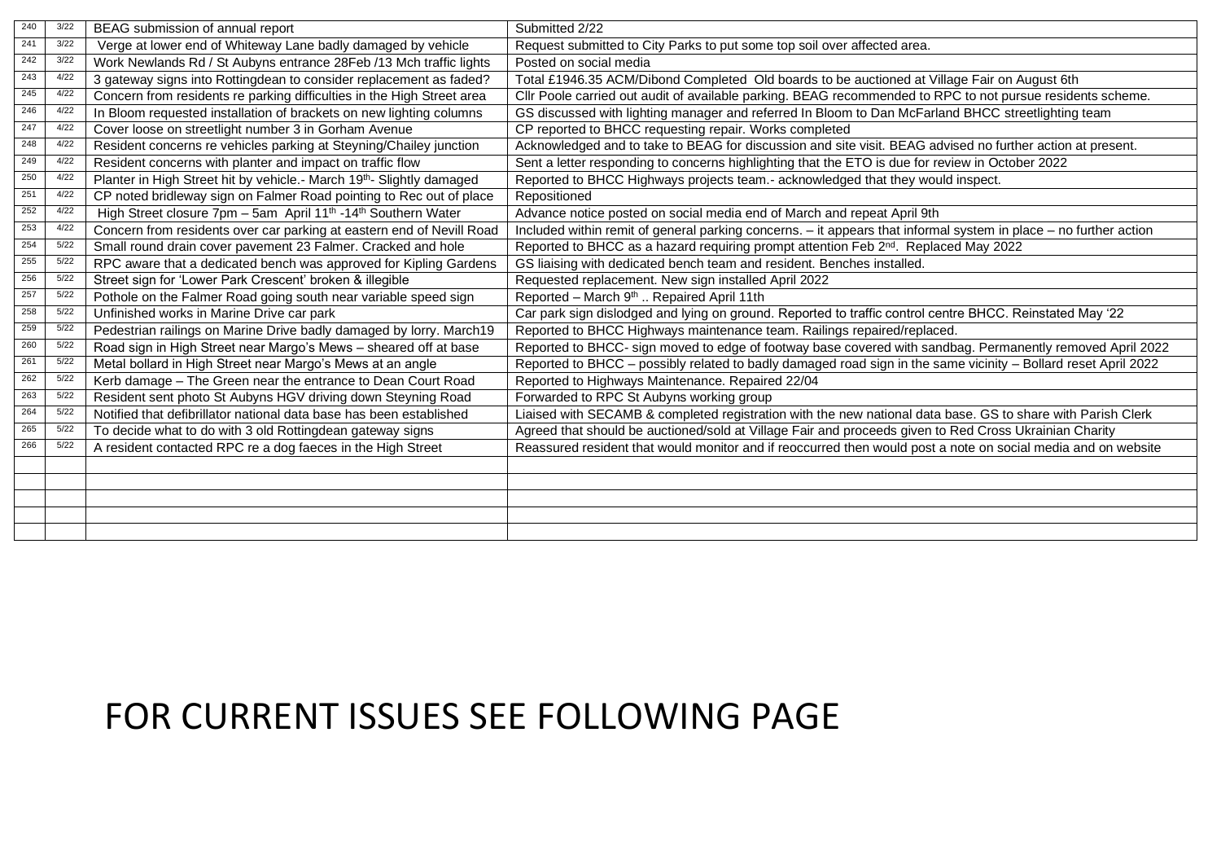| | | | |
|---|---|---|---|
| 240 | 3/22 | BEAG submission of annual report | Submitted 2/22 |
| 241 | 3/22 | Verge at lower end of Whiteway Lane badly damaged by vehicle | Request submitted to City Parks to put some top soil over affected area. |
| 242 | 3/22 | Work Newlands Rd / St Aubyns entrance 28Feb /13 Mch traffic lights | Posted on social media |
| 243 | 4/22 | 3 gateway signs into Rottingdean to consider replacement as faded? | Total £1946.35 ACM/Dibond Completed Old boards to be auctioned at Village Fair on August 6th |
| 245 | 4/22 | Concern from residents re parking difficulties in the High Street area | Cllr Poole carried out audit of available parking. BEAG recommended to RPC to not pursue residents scheme. |
| 246 | 4/22 | In Bloom requested installation of brackets on new lighting columns | GS discussed with lighting manager and referred In Bloom to Dan McFarland BHCC streetlighting team |
| 247 | 4/22 | Cover loose on streetlight number 3 in Gorham Avenue | CP reported to BHCC requesting repair. Works completed |
| 248 | 4/22 | Resident concerns re vehicles parking at Steyning/Chailey junction | Acknowledged and to take to BEAG for discussion and site visit. BEAG advised no further action at present. |
| 249 | 4/22 | Resident concerns with planter and impact on traffic flow | Sent a letter responding to concerns highlighting that the ETO is due for review in October 2022 |
| 250 | 4/22 | Planter in High Street hit by vehicle.- March 19th- Slightly damaged | Reported to BHCC Highways projects team.- acknowledged that they would inspect. |
| 251 | 4/22 | CP noted bridleway sign on Falmer Road pointing to Rec out of place | Repositioned |
| 252 | 4/22 | High Street closure 7pm – 5am April 11th -14th Southern Water | Advance notice posted on social media end of March and repeat April 9th |
| 253 | 4/22 | Concern from residents over car parking at eastern end of Nevill Road | Included within remit of general parking concerns. – it appears that informal system in place – no further action |
| 254 | 5/22 | Small round drain cover pavement 23 Falmer. Cracked and hole | Reported to BHCC as a hazard requiring prompt attention Feb 2nd. Replaced May 2022 |
| 255 | 5/22 | RPC aware that a dedicated bench was approved for Kipling Gardens | GS liaising with dedicated bench team and resident. Benches installed. |
| 256 | 5/22 | Street sign for 'Lower Park Crescent' broken & illegible | Requested replacement. New sign installed April 2022 |
| 257 | 5/22 | Pothole on the Falmer Road going south near variable speed sign | Reported – March 9th .. Repaired April 11th |
| 258 | 5/22 | Unfinished works in Marine Drive car park | Car park sign dislodged and lying on ground. Reported to traffic control centre BHCC. Reinstated May '22 |
| 259 | 5/22 | Pedestrian railings on Marine Drive badly damaged by lorry. March19 | Reported to BHCC Highways maintenance team. Railings repaired/replaced. |
| 260 | 5/22 | Road sign in High Street near Margo's Mews – sheared off at base | Reported to BHCC- sign moved to edge of footway base covered with sandbag. Permanently removed April 2022 |
| 261 | 5/22 | Metal bollard in High Street near Margo's Mews at an angle | Reported to BHCC – possibly related to badly damaged road sign in the same vicinity – Bollard reset April 2022 |
| 262 | 5/22 | Kerb damage – The Green near the entrance to Dean Court Road | Reported to Highways Maintenance. Repaired 22/04 |
| 263 | 5/22 | Resident sent photo St Aubyns HGV driving down Steyning Road | Forwarded to RPC St Aubyns working group |
| 264 | 5/22 | Notified that defibrillator national data base has been established | Liaised with SECAMB & completed registration with the new national data base. GS to share with Parish Clerk |
| 265 | 5/22 | To decide what to do with 3 old Rottingdean gateway signs | Agreed that should be auctioned/sold at Village Fair and proceeds given to Red Cross Ukrainian Charity |
| 266 | 5/22 | A resident contacted RPC re a dog faeces in the High Street | Reassured resident that would monitor and if reoccurred then would post a note on social media and on website |
| | | | |
| | | | |
| | | | |
| | | | |
| | | | |

# FOR CURRENT ISSUES SEE FOLLOWING PAGE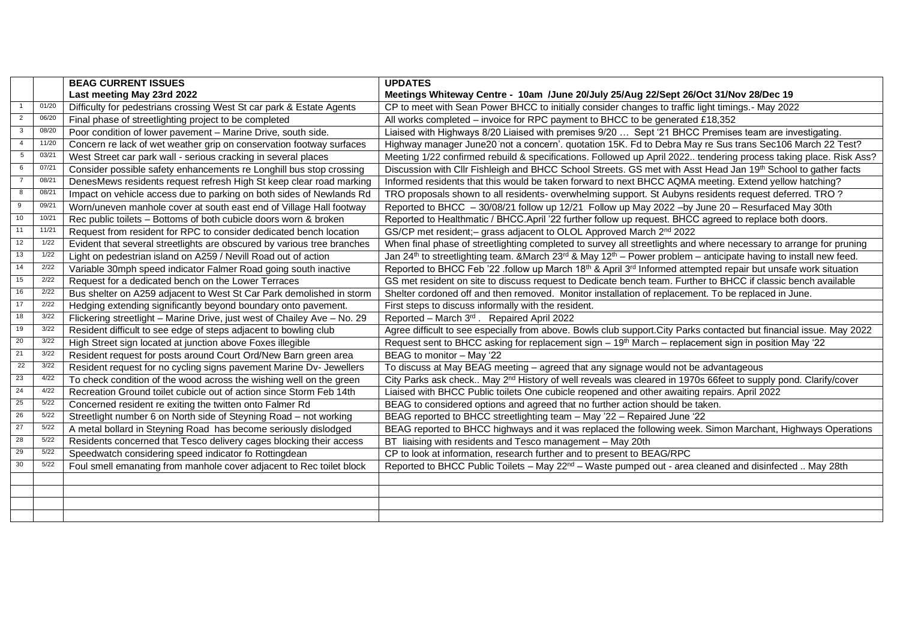| | | BEAG CURRENT ISSUES<br>Last meeting May 23rd 2022 | UPDATES<br>Meetings Whiteway Centre - 10am /June 20/July 25/Aug 22/Sept 26/Oct 31/Nov 28/Dec 19 |
|---|---|---|---|
| 1 | 01/20 | Difficulty for pedestrians crossing West St car park & Estate Agents | CP to meet with Sean Power BHCC to initially consider changes to traffic light timings.- May 2022 |
| 2 | 06/20 | Final phase of streetlighting project to be completed | All works completed – invoice for RPC payment to BHCC to be generated £18,352 |
| 3 | 08/20 | Poor condition of lower pavement – Marine Drive, south side. | Liaised with Highways 8/20 Liaised with premises 9/20 … Sept '21 BHCC Premises team are investigating. |
| 4 | 11/20 | Concern re lack of wet weather grip on conservation footway surfaces | Highway manager June20 'not a concern'. quotation 15K. Fd to Debra May re Sus trans Sec106 March 22 Test? |
| 5 | 03/21 | West Street car park wall - serious cracking in several places | Meeting 1/22 confirmed rebuild & specifications. Followed up April 2022.. tendering process taking place. Risk Ass? |
| 6 | 07/21 | Consider possible safety enhancements re Longhill bus stop crossing | Discussion with Cllr Fishleigh and BHCC School Streets. GS met with Asst Head Jan 19th School to gather facts |
| 7 | 08/21 | DenesMews residents request refresh High St keep clear road marking | Informed residents that this would be taken forward to next BHCC AQMA meeting. Extend yellow hatching? |
| 8 | 08/21 | Impact on vehicle access due to parking on both sides of Newlands Rd | TRO proposals shown to all residents- overwhelming support. St Aubyns residents request deferred. TRO ? |
| 9 | 09/21 | Worn/uneven manhole cover at south east end of Village Hall footway | Reported to BHCC – 30/08/21 follow up 12/21 Follow up May 2022 –by June 20 – Resurfaced May 30th |
| 10 | 10/21 | Rec public toilets – Bottoms of both cubicle doors worn & broken | Reported to Healthmatic / BHCC.April '22 further follow up request. BHCC agreed to replace both doors. |
| 11 | 11/21 | Request from resident for RPC to consider dedicated bench location | GS/CP met resident;– grass adjacent to OLOL Approved March 2nd 2022 |
| 12 | 1/22 | Evident that several streetlights are obscured by various tree branches | When final phase of streetlighting completed to survey all streetlights and where necessary to arrange for pruning |
| 13 | 1/22 | Light on pedestrian island on A259 / Nevill Road out of action | Jan 24th to streetlighting team. &March 23rd & May 12th – Power problem – anticipate having to install new feed. |
| 14 | 2/22 | Variable 30mph speed indicator Falmer Road going south inactive | Reported to BHCC Feb '22 .follow up March 18th & April 3rd Informed attempted repair but unsafe work situation |
| 15 | 2/22 | Request for a dedicated bench on the Lower Terraces | GS met resident on site to discuss request to Dedicate bench team. Further to BHCC if classic bench available |
| 16 | 2/22 | Bus shelter on A259 adjacent to West St Car Park demolished in storm | Shelter cordoned off and then removed. Monitor installation of replacement. To be replaced in June. |
| 17 | 2/22 | Hedging extending significantly beyond boundary onto pavement. | First steps to discuss informally with the resident. |
| 18 | 3/22 | Flickering streetlight – Marine Drive, just west of Chailey Ave – No. 29 | Reported – March 3rd . Repaired April 2022 |
| 19 | 3/22 | Resident difficult to see edge of steps adjacent to bowling club | Agree difficult to see especially from above. Bowls club support.City Parks contacted but financial issue. May 2022 |
| 20 | 3/22 | High Street sign located at junction above Foxes illegible | Request sent to BHCC asking for replacement sign – 19th March – replacement sign in position May '22 |
| 21 | 3/22 | Resident request for posts around Court Ord/New Barn green area | BEAG to monitor – May '22 |
| 22 | 3/22 | Resident request for no cycling signs pavement Marine Dv- Jewellers | To discuss at May BEAG meeting – agreed that any signage would not be advantageous |
| 23 | 4/22 | To check condition of the wood across the wishing well on the green | City Parks ask check.. May 2nd History of well reveals was cleared in 1970s 66feet to supply pond. Clarify/cover |
| 24 | 4/22 | Recreation Ground toilet cubicle out of action since Storm Feb 14th | Liaised with BHCC Public toilets One cubicle reopened and other awaiting repairs. April 2022 |
| 25 | 5/22 | Concerned resident re exiting the twitten onto Falmer Rd | BEAG to considered options and agreed that no further action should be taken. |
| 26 | 5/22 | Streetlight number 6 on North side of Steyning Road – not working | BEAG reported to BHCC streetlighting team – May '22 – Repaired June '22 |
| 27 | 5/22 | A metal bollard in Steyning Road has become seriously dislodged | BEAG reported to BHCC highways and it was replaced the following week. Simon Marchant, Highways Operations |
| 28 | 5/22 | Residents concerned that Tesco delivery cages blocking their access | BT liaising with residents and Tesco management – May 20th |
| 29 | 5/22 | Speedwatch considering speed indicator fo Rottingdean | CP to look at information, research further and to present to BEAG/RPC |
| 30 | 5/22 | Foul smell emanating from manhole cover adjacent to Rec toilet block | Reported to BHCC Public Toilets – May 22nd – Waste pumped out - area cleaned and disinfected .. May 28th |
| | | | |
| | | | |
| | | | |
| | | | |